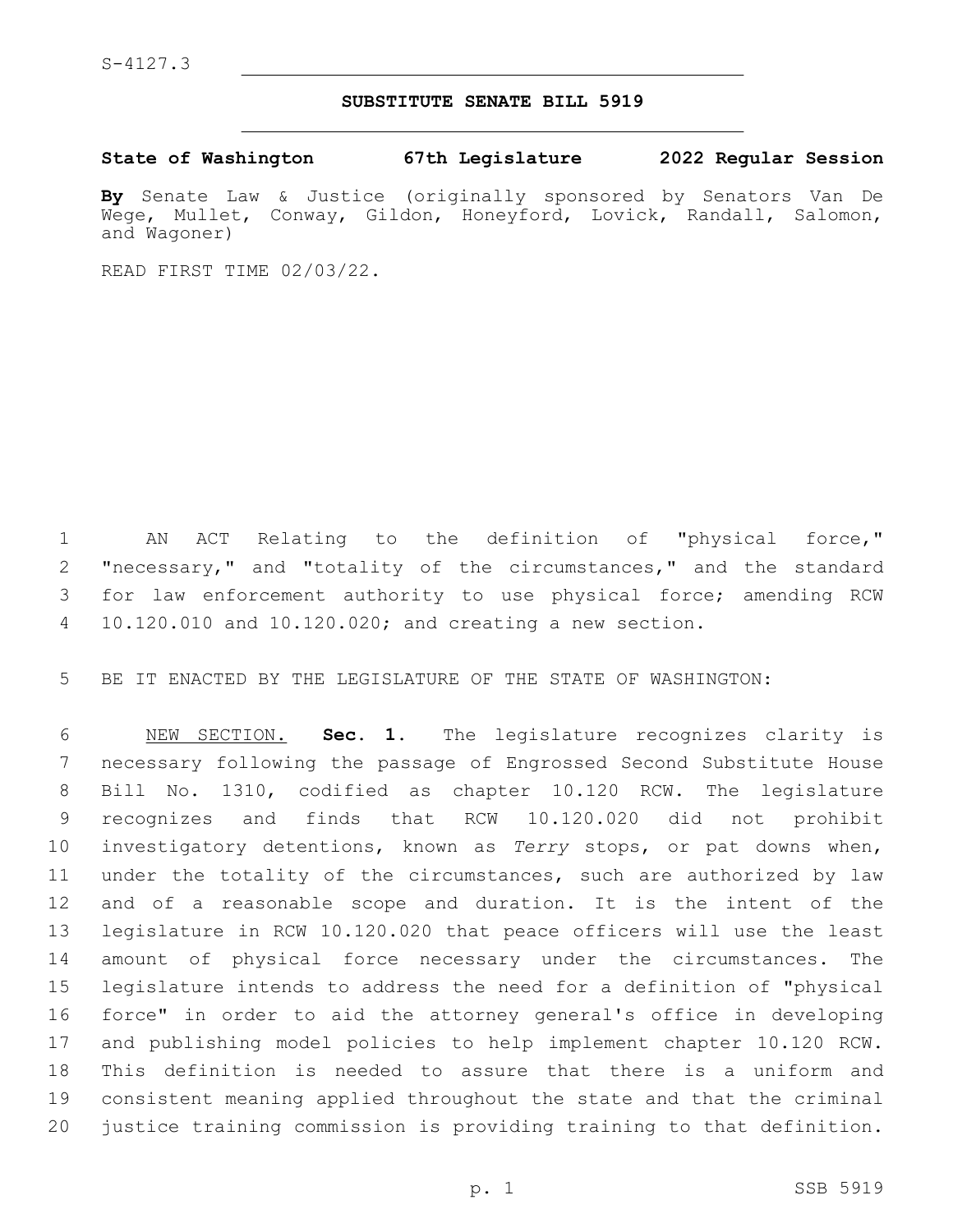S-4127.3

## SUBSTITUTE SENATE BILL 5919

**State of Washington 67th Legislature 2022 Regular Session**

**By** Senate Law & Justice (originally sponsored by Senators Van De Wege, Mullet, Conway, Gildon, Honeyford, Lovick, Randall, Salomon, and Wagoner)

READ FIRST TIME 02/03/22.

AN ACT Relating to the definition of "physical force," "necessary," and "totality of the circumstances," and the standard for law enforcement authority to use physical force; amending RCW 10.120.010 and 10.120.020; and creating a new section.

BE IT ENACTED BY THE LEGISLATURE OF THE STATE OF WASHINGTON:

NEW SECTION. **Sec. 1.** The legislature recognizes clarity is necessary following the passage of Engrossed Second Substitute House Bill No. 1310, codified as chapter 10.120 RCW. The legislature recognizes and finds that RCW 10.120.020 did not prohibit investigatory detentions, known as *Terry* stops, or pat downs when, under the totality of the circumstances, such are authorized by law and of a reasonable scope and duration. It is the intent of the legislature in RCW 10.120.020 that peace officers will use the least amount of physical force necessary under the circumstances. The legislature intends to address the need for a definition of "physical force" in order to aid the attorney general's office in developing and publishing model policies to help implement chapter 10.120 RCW. This definition is needed to assure that there is a uniform and consistent meaning applied throughout the state and that the criminal justice training commission is providing training to that definition.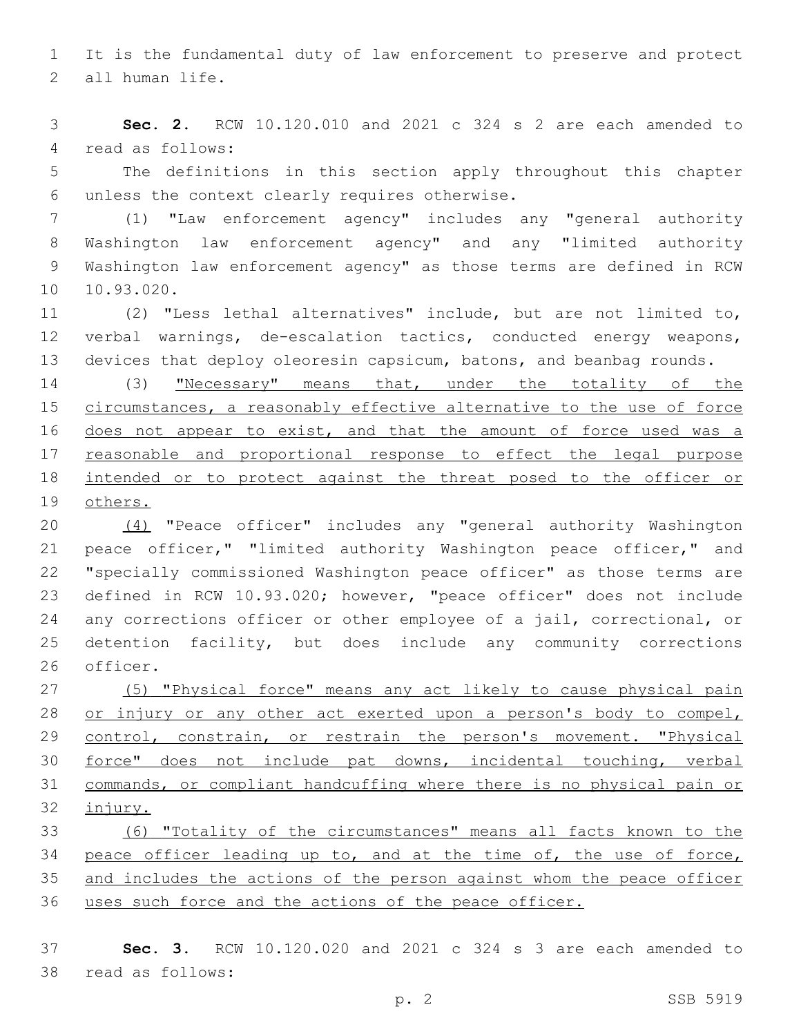It is the fundamental duty of law enforcement to preserve and protect all human life.

**Sec. 2.** RCW 10.120.010 and 2021 c 324 s 2 are each amended to read as follows:

The definitions in this section apply throughout this chapter unless the context clearly requires otherwise.

(1) "Law enforcement agency" includes any "general authority Washington law enforcement agency" and any "limited authority Washington law enforcement agency" as those terms are defined in RCW 10.93.020.

(2) "Less lethal alternatives" include, but are not limited to, verbal warnings, de-escalation tactics, conducted energy weapons, devices that deploy oleoresin capsicum, batons, and beanbag rounds.

(3) <u>"Necessary" means that, under the totality of the circumstances, a reasonably effective alternative to the use of force does not appear to exist, and that the amount of force used was a reasonable and proportional response to effect the legal purpose intended or to protect against the threat posed to the officer or others.</u>

<u>(4)</u> "Peace officer" includes any "general authority Washington peace officer," "limited authority Washington peace officer," and "specially commissioned Washington peace officer" as those terms are defined in RCW 10.93.020; however, "peace officer" does not include any corrections officer or other employee of a jail, correctional, or detention facility, but does include any community corrections officer.

<u>(5) "Physical force" means any act likely to cause physical pain or injury or any other act exerted upon a person's body to compel, control, constrain, or restrain the person's movement. "Physical force" does not include pat downs, incidental touching, verbal commands, or compliant handcuffing where there is no physical pain or injury.</u>

<u>(6) "Totality of the circumstances" means all facts known to the peace officer leading up to, and at the time of, the use of force, and includes the actions of the person against whom the peace officer uses such force and the actions of the peace officer.</u>

**Sec. 3.** RCW 10.120.020 and 2021 c 324 s 3 are each amended to read as follows: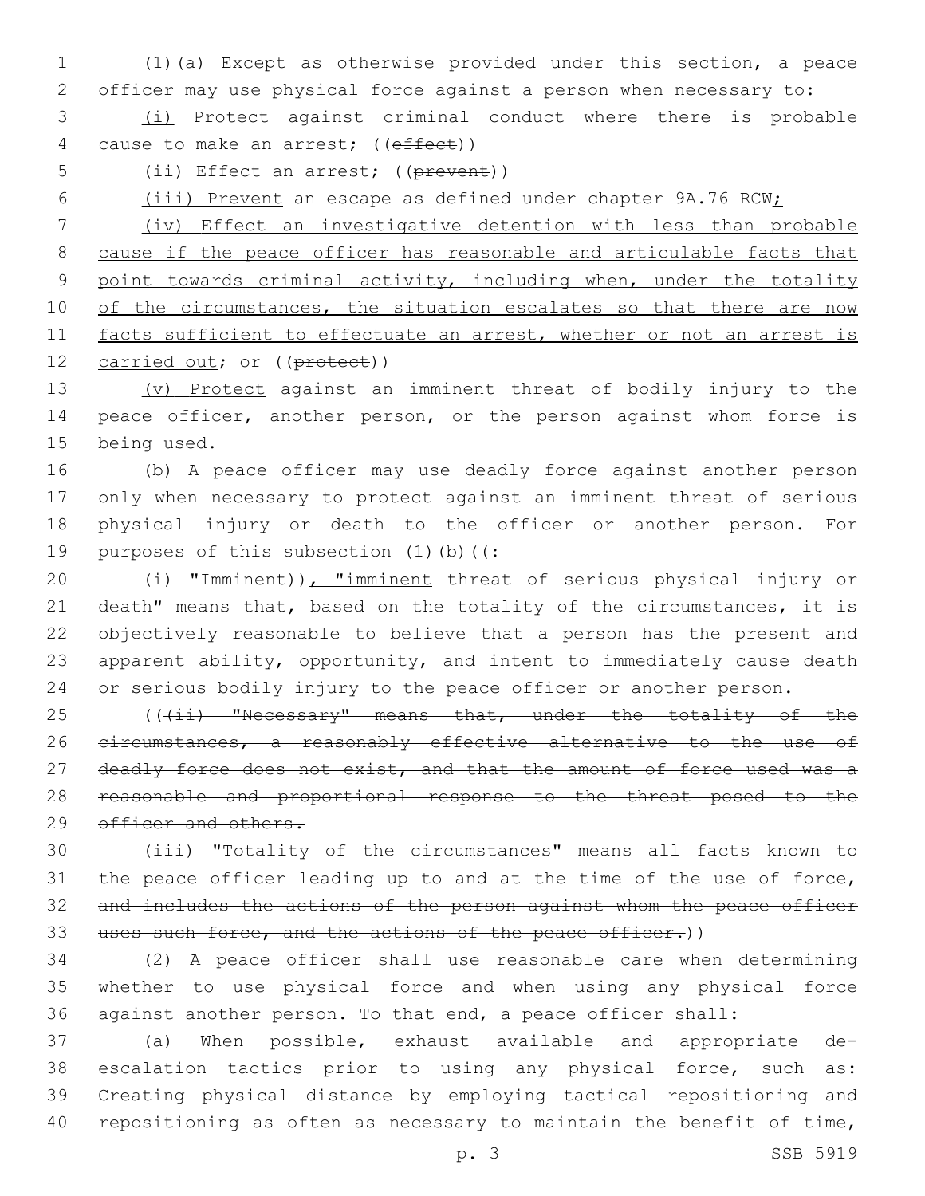(1)(a) Except as otherwise provided under this section, a peace officer may use physical force against a person when necessary to:

(i) Protect against criminal conduct where there is probable cause to make an arrest; ((effect))

(ii) Effect an arrest; ((prevent))

(iii) Prevent an escape as defined under chapter 9A.76 RCW;

(iv) Effect an investigative detention with less than probable cause if the peace officer has reasonable and articulable facts that point towards criminal activity, including when, under the totality of the circumstances, the situation escalates so that there are now facts sufficient to effectuate an arrest, whether or not an arrest is carried out; or ((protect))

(v) Protect against an imminent threat of bodily injury to the peace officer, another person, or the person against whom force is being used.

(b) A peace officer may use deadly force against another person only when necessary to protect against an imminent threat of serious physical injury or death to the officer or another person. For purposes of this subsection (1)(b)((:

(i) "Imminent)), "imminent threat of serious physical injury or death" means that, based on the totality of the circumstances, it is objectively reasonable to believe that a person has the present and apparent ability, opportunity, and intent to immediately cause death or serious bodily injury to the peace officer or another person.

(((ii) "Necessary" means that, under the totality of the circumstances, a reasonably effective alternative to the use of deadly force does not exist, and that the amount of force used was a reasonable and proportional response to the threat posed to the officer and others.

(iii) "Totality of the circumstances" means all facts known to the peace officer leading up to and at the time of the use of force, and includes the actions of the person against whom the peace officer uses such force, and the actions of the peace officer.))

(2) A peace officer shall use reasonable care when determining whether to use physical force and when using any physical force against another person. To that end, a peace officer shall:

(a) When possible, exhaust available and appropriate de-escalation tactics prior to using any physical force, such as: Creating physical distance by employing tactical repositioning and repositioning as often as necessary to maintain the benefit of time,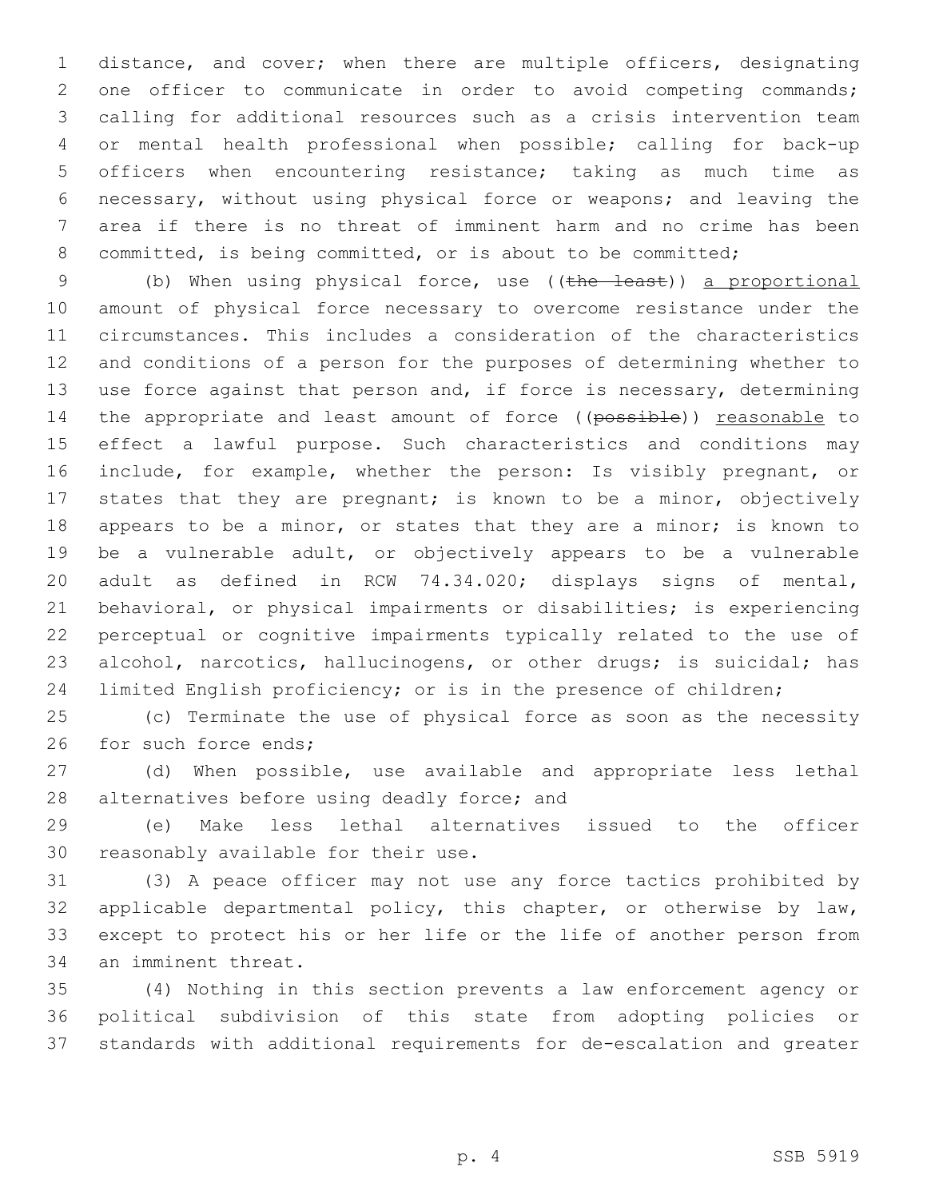distance, and cover; when there are multiple officers, designating one officer to communicate in order to avoid competing commands; calling for additional resources such as a crisis intervention team or mental health professional when possible; calling for back-up officers when encountering resistance; taking as much time as necessary, without using physical force or weapons; and leaving the area if there is no threat of imminent harm and no crime has been committed, is being committed, or is about to be committed;

(b) When using physical force, use ((~~the least~~)) <u>a proportional</u> amount of physical force necessary to overcome resistance under the circumstances. This includes a consideration of the characteristics and conditions of a person for the purposes of determining whether to use force against that person and, if force is necessary, determining the appropriate and least amount of force ((~~possible~~)) <u>reasonable</u> to effect a lawful purpose. Such characteristics and conditions may include, for example, whether the person: Is visibly pregnant, or states that they are pregnant; is known to be a minor, objectively appears to be a minor, or states that they are a minor; is known to be a vulnerable adult, or objectively appears to be a vulnerable adult as defined in RCW 74.34.020; displays signs of mental, behavioral, or physical impairments or disabilities; is experiencing perceptual or cognitive impairments typically related to the use of alcohol, narcotics, hallucinogens, or other drugs; is suicidal; has limited English proficiency; or is in the presence of children;

(c) Terminate the use of physical force as soon as the necessity for such force ends;

(d) When possible, use available and appropriate less lethal alternatives before using deadly force; and

(e) Make less lethal alternatives issued to the officer reasonably available for their use.

(3) A peace officer may not use any force tactics prohibited by applicable departmental policy, this chapter, or otherwise by law, except to protect his or her life or the life of another person from an imminent threat.

(4) Nothing in this section prevents a law enforcement agency or political subdivision of this state from adopting policies or standards with additional requirements for de-escalation and greater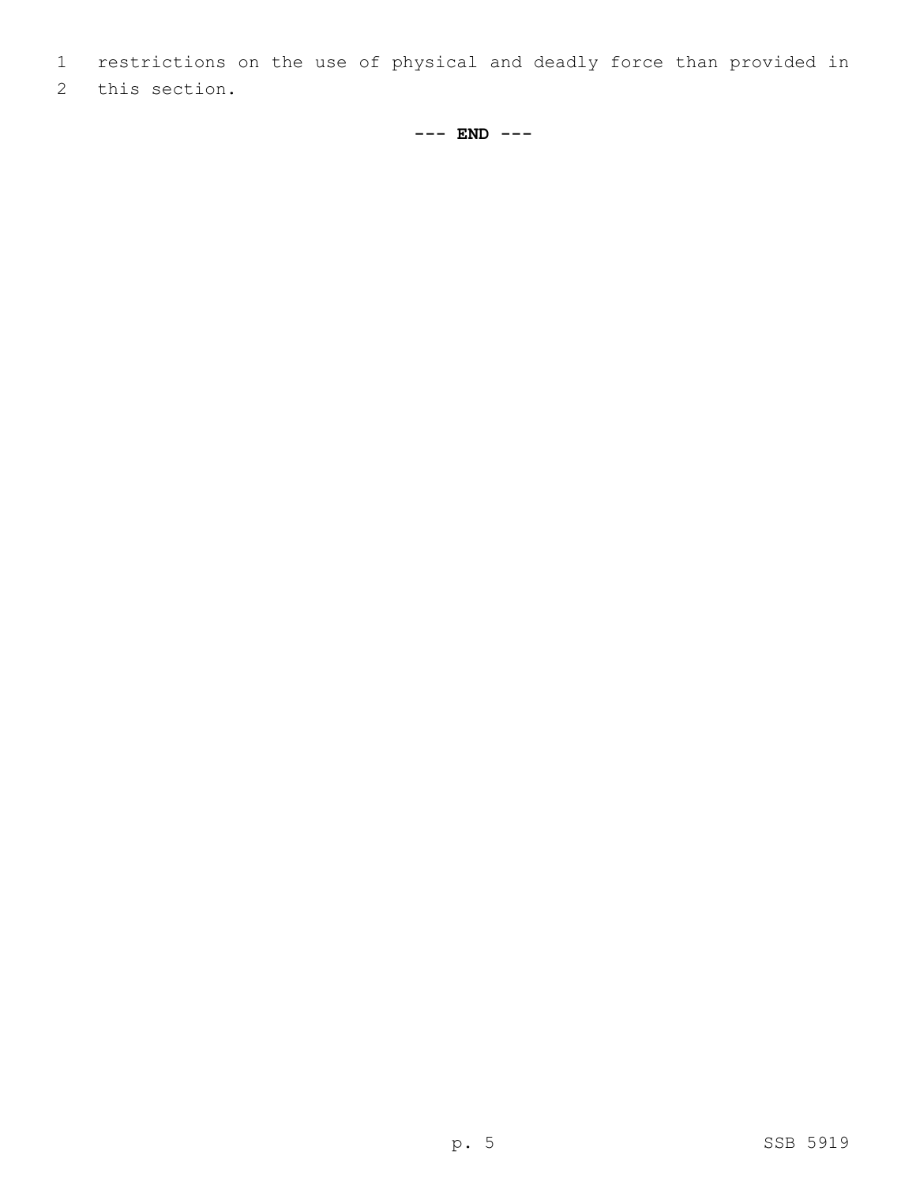restrictions on the use of physical and deadly force than provided in this section.

**--- END ---**